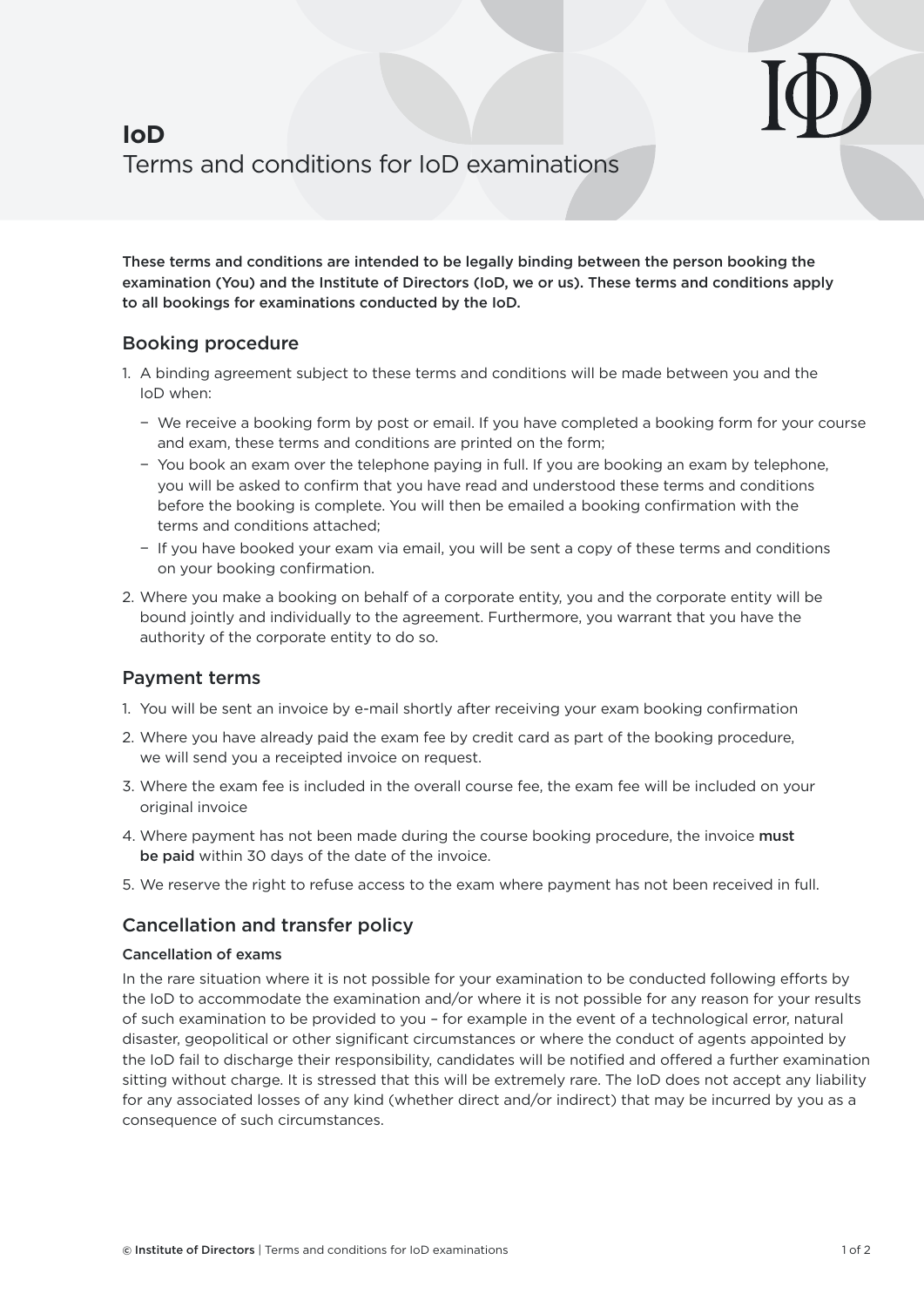# IoD

## Terms and conditions for IoD examinations

**These terms and conditions are intended to be legally binding between the person booking the examination (You) and the Institute of Directors (IoD, we or us). These terms and conditions apply to all bookings for examinations conducted by the IoD.**

## Booking procedure

1. A binding agreement subject to these terms and conditions will be made between you and the IoD when:
   - We receive a booking form by post or email. If you have completed a booking form for your course and exam, these terms and conditions are printed on the form;
   - You book an exam over the telephone paying in full. If you are booking an exam by telephone, you will be asked to confirm that you have read and understood these terms and conditions before the booking is complete. You will then be emailed a booking confirmation with the terms and conditions attached;
   - If you have booked your exam via email, you will be sent a copy of these terms and conditions on your booking confirmation.
2. Where you make a booking on behalf of a corporate entity, you and the corporate entity will be bound jointly and individually to the agreement. Furthermore, you warrant that you have the authority of the corporate entity to do so.

## Payment terms

1. You will be sent an invoice by e-mail shortly after receiving your exam booking confirmation
2. Where you have already paid the exam fee by credit card as part of the booking procedure, we will send you a receipted invoice on request.
3. Where the exam fee is included in the overall course fee, the exam fee will be included on your original invoice
4. Where payment has not been made during the course booking procedure, the invoice **must be paid** within 30 days of the date of the invoice.
5. We reserve the right to refuse access to the exam where payment has not been received in full.

## Cancellation and transfer policy

### Cancellation of exams

In the rare situation where it is not possible for your examination to be conducted following efforts by the IoD to accommodate the examination and/or where it is not possible for any reason for your results of such examination to be provided to you – for example in the event of a technological error, natural disaster, geopolitical or other significant circumstances or where the conduct of agents appointed by the IoD fail to discharge their responsibility, candidates will be notified and offered a further examination sitting without charge. It is stressed that this will be extremely rare. The IoD does not accept any liability for any associated losses of any kind (whether direct and/or indirect) that may be incurred by you as a consequence of such circumstances.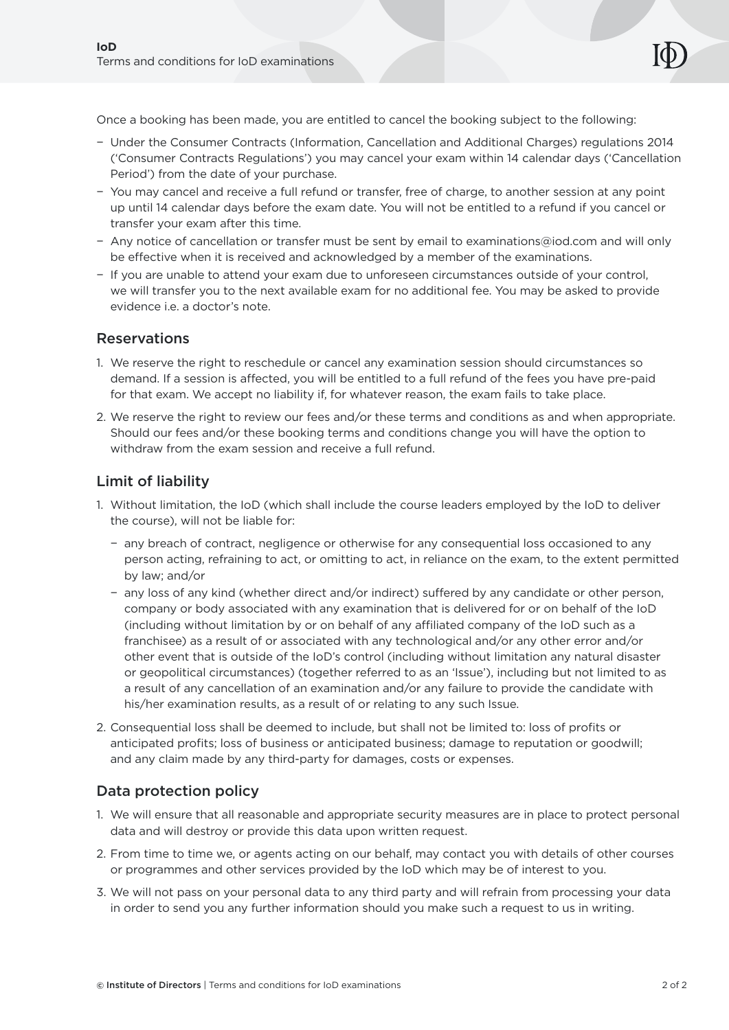Once a booking has been made, you are entitled to cancel the booking subject to the following:

- Under the Consumer Contracts (Information, Cancellation and Additional Charges) regulations 2014 ('Consumer Contracts Regulations') you may cancel your exam within 14 calendar days ('Cancellation Period') from the date of your purchase.
- You may cancel and receive a full refund or transfer, free of charge, to another session at any point up until 14 calendar days before the exam date. You will not be entitled to a refund if you cancel or transfer your exam after this time.
- Any notice of cancellation or transfer must be sent by email to examinations@iod.com and will only be effective when it is received and acknowledged by a member of the examinations.
- If you are unable to attend your exam due to unforeseen circumstances outside of your control, we will transfer you to the next available exam for no additional fee. You may be asked to provide evidence i.e. a doctor's note.

## Reservations

1. We reserve the right to reschedule or cancel any examination session should circumstances so demand. If a session is affected, you will be entitled to a full refund of the fees you have pre-paid for that exam. We accept no liability if, for whatever reason, the exam fails to take place.
2. We reserve the right to review our fees and/or these terms and conditions as and when appropriate. Should our fees and/or these booking terms and conditions change you will have the option to withdraw from the exam session and receive a full refund.

## Limit of liability

1. Without limitation, the IoD (which shall include the course leaders employed by the IoD to deliver the course), will not be liable for:
   - any breach of contract, negligence or otherwise for any consequential loss occasioned to any person acting, refraining to act, or omitting to act, in reliance on the exam, to the extent permitted by law; and/or
   - any loss of any kind (whether direct and/or indirect) suffered by any candidate or other person, company or body associated with any examination that is delivered for or on behalf of the IoD (including without limitation by or on behalf of any affiliated company of the IoD such as a franchisee) as a result of or associated with any technological and/or any other error and/or other event that is outside of the IoD's control (including without limitation any natural disaster or geopolitical circumstances) (together referred to as an 'Issue'), including but not limited to as a result of any cancellation of an examination and/or any failure to provide the candidate with his/her examination results, as a result of or relating to any such Issue.
2. Consequential loss shall be deemed to include, but shall not be limited to: loss of profits or anticipated profits; loss of business or anticipated business; damage to reputation or goodwill; and any claim made by any third-party for damages, costs or expenses.

## Data protection policy

1. We will ensure that all reasonable and appropriate security measures are in place to protect personal data and will destroy or provide this data upon written request.
2. From time to time we, or agents acting on our behalf, may contact you with details of other courses or programmes and other services provided by the IoD which may be of interest to you.
3. We will not pass on your personal data to any third party and will refrain from processing your data in order to send you any further information should you make such a request to us in writing.